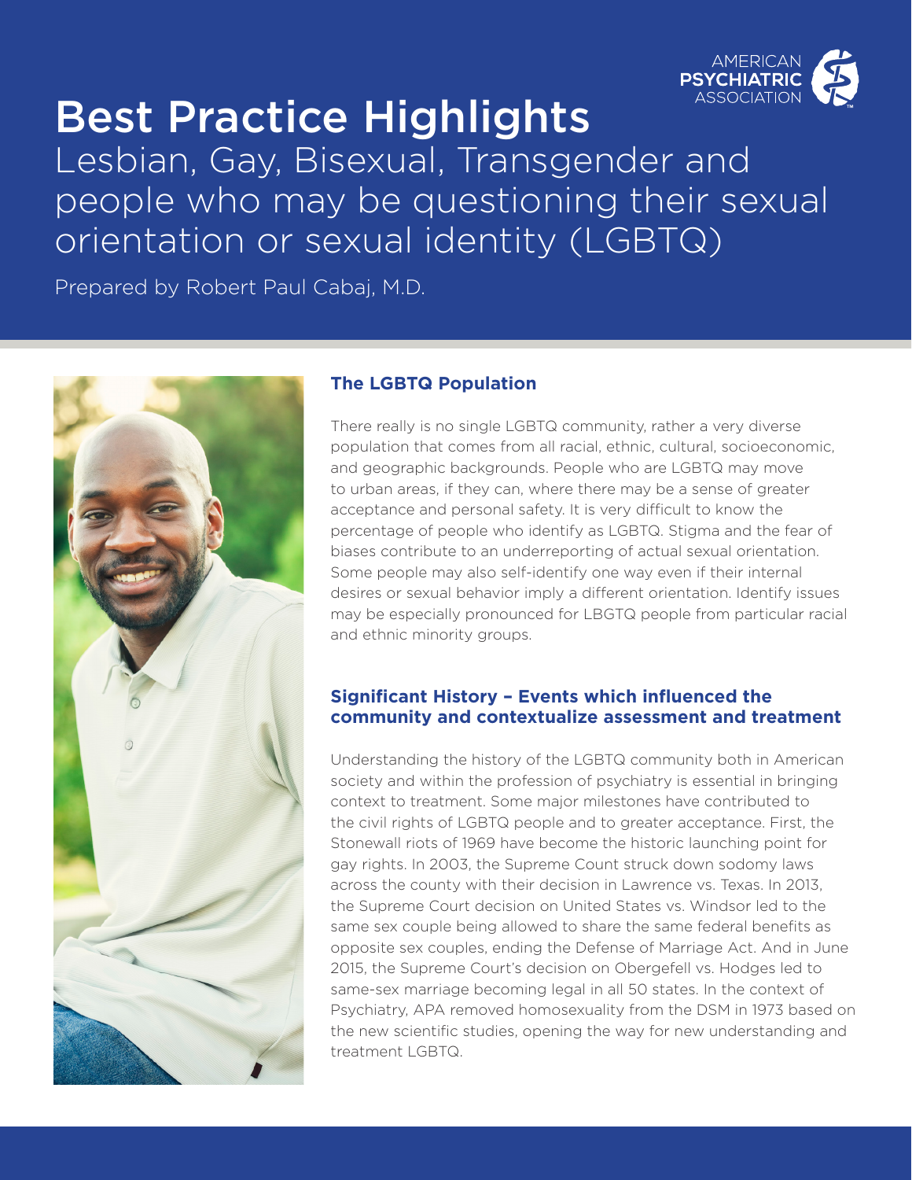# Best Practice Highlights

Lesbian, Gay, Bisexual, Transgender and people who may be questioning their sexual orientation or sexual identity (LGBTQ)

Prepared by Robert Paul Cabaj, M.D.

## The LGBTQ Population

There really is no single LGBTQ community, rather a very diverse population that comes from all racial, ethnic, cultural, socioeconomic, and geographic backgrounds. People who are LGBTQ may move to urban areas, if they can, where there may be a sense of greater acceptance and personal safety. It is very difficult to know the percentage of people who identify as LGBTQ. Stigma and the fear of biases contribute to an underreporting of actual sexual orientation. Some people may also self-identify one way even if their internal desires or sexual behavior imply a different orientation. Identify issues may be especially pronounced for LBGTQ people from particular racial and ethnic minority groups.

## Significant History – Events which influenced the community and contextualize assessment and treatment

Understanding the history of the LGBTQ community both in American society and within the profession of psychiatry is essential in bringing context to treatment. Some major milestones have contributed to the civil rights of LGBTQ people and to greater acceptance. First, the Stonewall riots of 1969 have become the historic launching point for gay rights. In 2003, the Supreme Count struck down sodomy laws across the county with their decision in Lawrence vs. Texas. In 2013, the Supreme Court decision on United States vs. Windsor led to the same sex couple being allowed to share the same federal benefits as opposite sex couples, ending the Defense of Marriage Act. And in June 2015, the Supreme Court's decision on Obergefell vs. Hodges led to same-sex marriage becoming legal in all 50 states. In the context of Psychiatry, APA removed homosexuality from the DSM in 1973 based on the new scientific studies, opening the way for new understanding and treatment LGBTQ.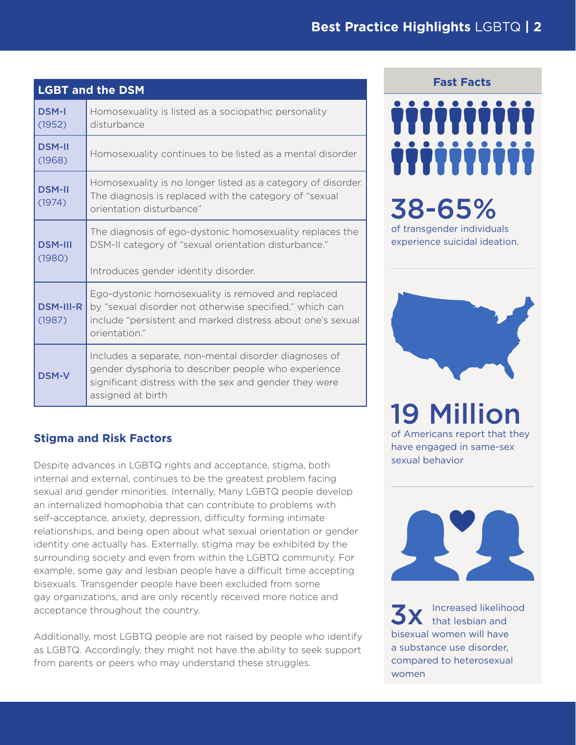| LGBT and the DSM | |
|---|---|
| DSM-I (1952) | Homosexuality is listed as a sociopathic personality disturbance |
| DSM-II (1968) | Homosexuality continues to be listed as a mental disorder |
| DSM-II (1974) | Homosexuality is no longer listed as a category of disorder. The diagnosis is replaced with the category of "sexual orientation disturbance" |
| DSM-III (1980) | The diagnosis of ego-dystonic homosexuality replaces the DSM-II category of "sexual orientation disturbance." Introduces gender identity disorder. |
| DSM-III-R (1987) | Ego-dystonic homosexuality is removed and replaced by "sexual disorder not otherwise specified," which can include "persistent and marked distress about one's sexual orientation." |
| DSM-V | Includes a separate, non-mental disorder diagnoses of gender dysphoria to describer people who experience significant distress with the sex and gender they were assigned at birth |

## Stigma and Risk Factors

Despite advances in LGBTQ rights and acceptance, stigma, both internal and external, continues to be the greatest problem facing sexual and gender minorities. Internally, Many LGBTQ people develop an internalized homophobia that can contribute to problems with self-acceptance, anxiety, depression, difficulty forming intimate relationships, and being open about what sexual orientation or gender identity one actually has. Externally, stigma may be exhibited by the surrounding society and even from within the LGBTQ community. For example, some gay and lesbian people have a difficult time accepting bisexuals. Transgender people have been excluded from some gay organizations, and are only recently received more notice and acceptance throughout the country.

Additionally, most LGBTQ people are not raised by people who identify as LGBTQ. Accordingly, they might not have the ability to seek support from parents or peers who may understand these struggles.

### Fast Facts

**38-65%** of transgender individuals experience suicidal ideation.

**19 Million** of Americans report that they have engaged in same-sex sexual behavior

**3x** Increased likelihood that lesbian and bisexual women will have a substance use disorder, compared to heterosexual women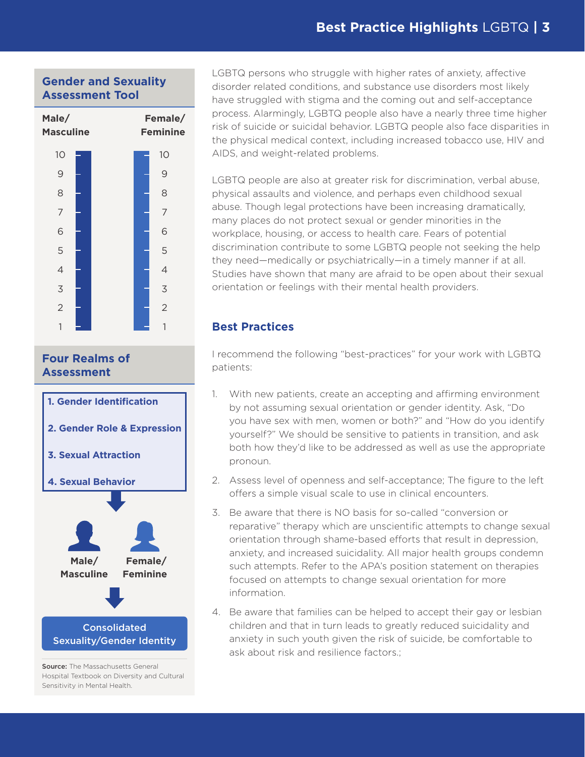## Gender and Sexuality Assessment Tool

| Male/ Masculine | Female/ Feminine |
| --- | --- |
| 10 | 10 |
| 9 | 9 |
| 8 | 8 |
| 7 | 7 |
| 6 | 6 |
| 5 | 5 |
| 4 | 4 |
| 3 | 3 |
| 2 | 2 |
| 1 | 1 |

## Four Realms of Assessment

**1. Gender Identification**

**2. Gender Role & Expression**

**3. Sexual Attraction**

**4. Sexual Behavior**

**Male/ Masculine** | **Female/ Feminine**

Consolidated Sexuality/Gender Identity

**Source:** The Massachusetts General Hospital Textbook on Diversity and Cultural Sensitivity in Mental Health.

LGBTQ persons who struggle with higher rates of anxiety, affective disorder related conditions, and substance use disorders most likely have struggled with stigma and the coming out and self-acceptance process. Alarmingly, LGBTQ people also have a nearly three time higher risk of suicide or suicidal behavior. LGBTQ people also face disparities in the physical medical context, including increased tobacco use, HIV and AIDS, and weight-related problems.

LGBTQ people are also at greater risk for discrimination, verbal abuse, physical assaults and violence, and perhaps even childhood sexual abuse. Though legal protections have been increasing dramatically, many places do not protect sexual or gender minorities in the workplace, housing, or access to health care. Fears of potential discrimination contribute to some LGBTQ people not seeking the help they need—medically or psychiatrically—in a timely manner if at all. Studies have shown that many are afraid to be open about their sexual orientation or feelings with their mental health providers.

## Best Practices

I recommend the following "best-practices" for your work with LGBTQ patients:

1. With new patients, create an accepting and affirming environment by not assuming sexual orientation or gender identity. Ask, "Do you have sex with men, women or both?" and "How do you identify yourself?" We should be sensitive to patients in transition, and ask both how they'd like to be addressed as well as use the appropriate pronoun.
2. Assess level of openness and self-acceptance; The figure to the left offers a simple visual scale to use in clinical encounters.
3. Be aware that there is NO basis for so-called "conversion or reparative" therapy which are unscientific attempts to change sexual orientation through shame-based efforts that result in depression, anxiety, and increased suicidality. All major health groups condemn such attempts. Refer to the APA's position statement on therapies focused on attempts to change sexual orientation for more information.
4. Be aware that families can be helped to accept their gay or lesbian children and that in turn leads to greatly reduced suicidality and anxiety in such youth given the risk of suicide, be comfortable to ask about risk and resilience factors.;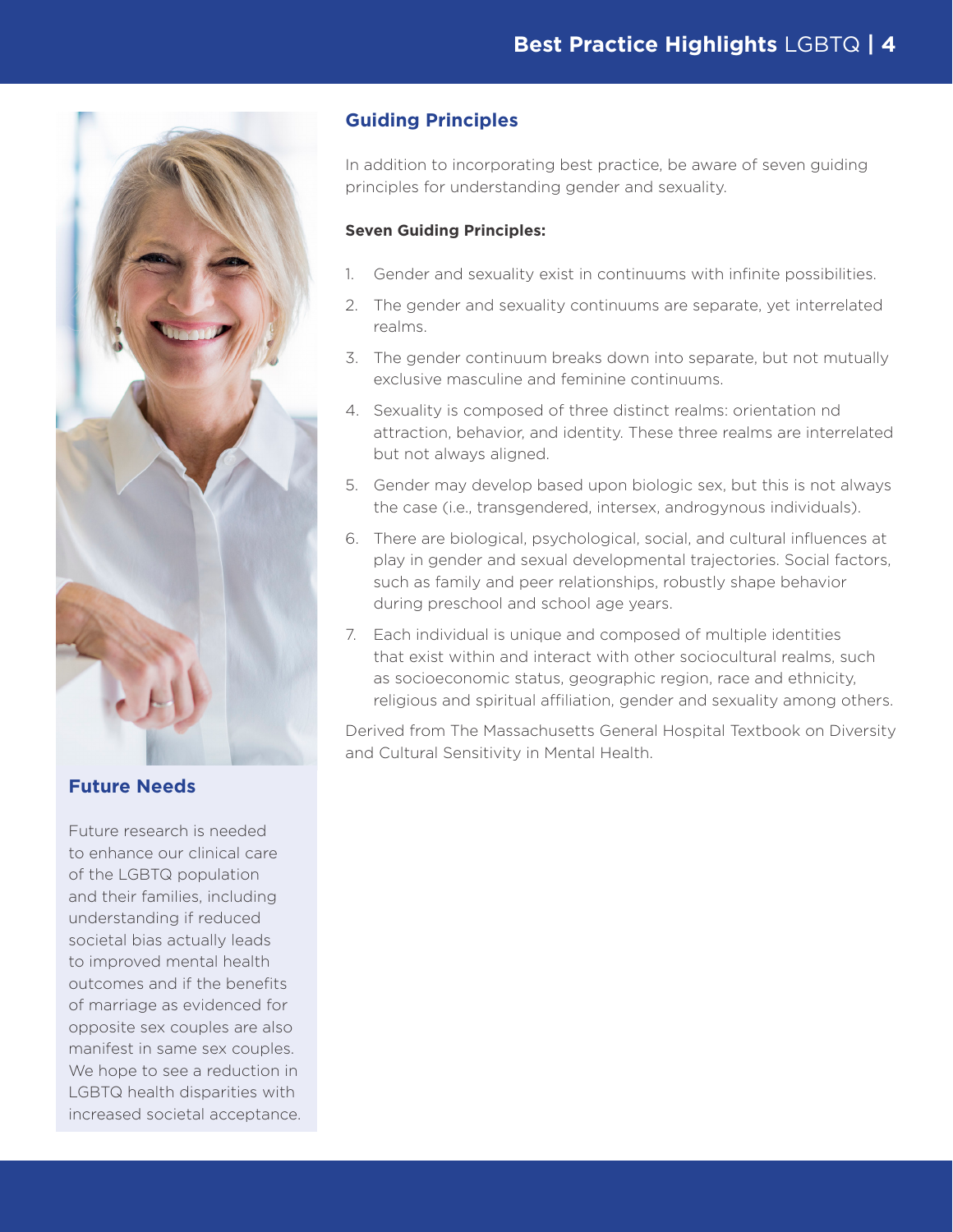## Guiding Principles

In addition to incorporating best practice, be aware of seven guiding principles for understanding gender and sexuality.

**Seven Guiding Principles:**

1. Gender and sexuality exist in continuums with infinite possibilities.
2. The gender and sexuality continuums are separate, yet interrelated realms.
3. The gender continuum breaks down into separate, but not mutually exclusive masculine and feminine continuums.
4. Sexuality is composed of three distinct realms: orientation nd attraction, behavior, and identity. These three realms are interrelated but not always aligned.
5. Gender may develop based upon biologic sex, but this is not always the case (i.e., transgendered, intersex, androgynous individuals).
6. There are biological, psychological, social, and cultural influences at play in gender and sexual developmental trajectories. Social factors, such as family and peer relationships, robustly shape behavior during preschool and school age years.
7. Each individual is unique and composed of multiple identities that exist within and interact with other sociocultural realms, such as socioeconomic status, geographic region, race and ethnicity, religious and spiritual affiliation, gender and sexuality among others.

Derived from The Massachusetts General Hospital Textbook on Diversity and Cultural Sensitivity in Mental Health.

## Future Needs

Future research is needed to enhance our clinical care of the LGBTQ population and their families, including understanding if reduced societal bias actually leads to improved mental health outcomes and if the benefits of marriage as evidenced for opposite sex couples are also manifest in same sex couples. We hope to see a reduction in LGBTQ health disparities with increased societal acceptance.